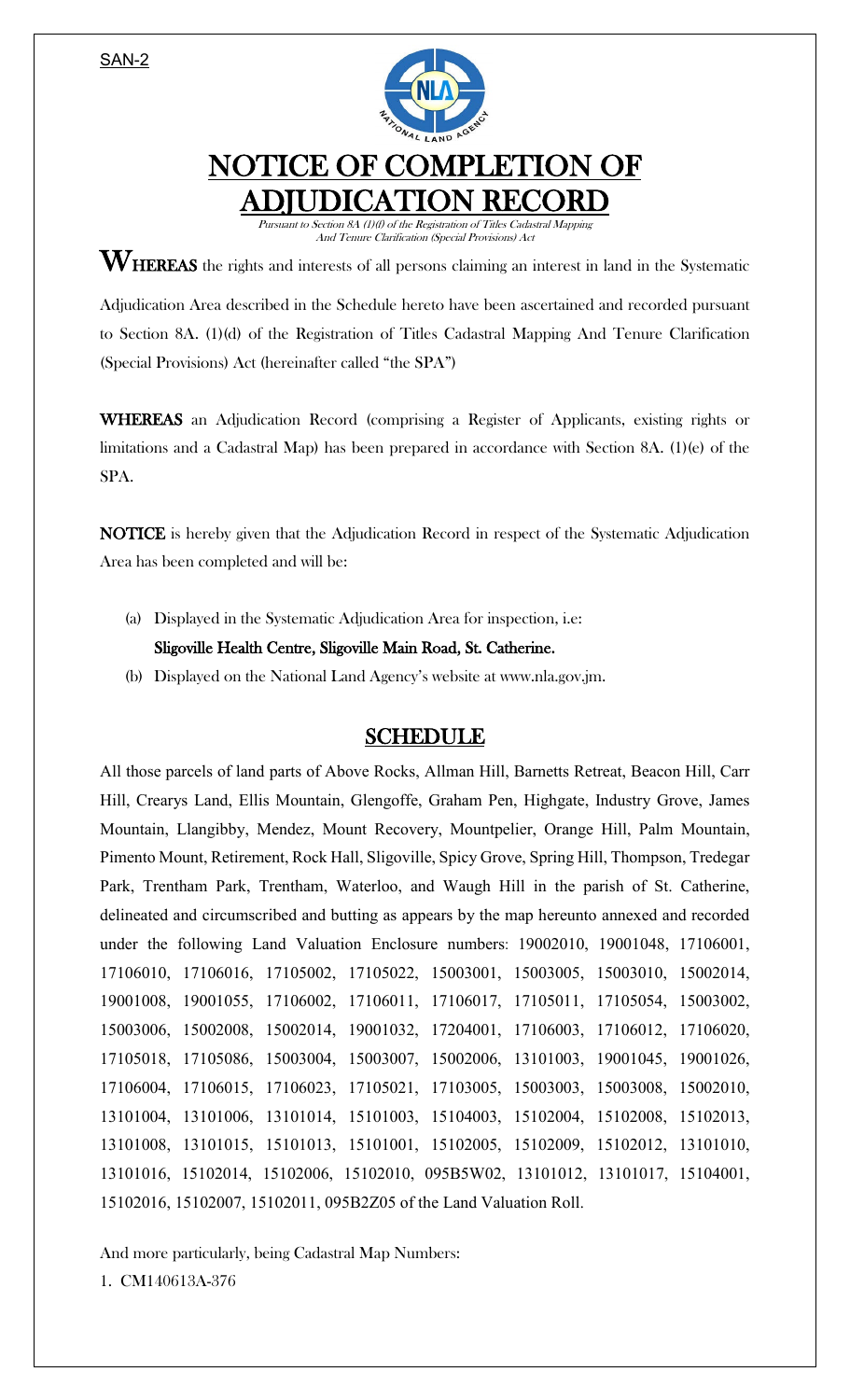SAN-2

# NOTICE OF COMPLETION OF ADJUDICATION RECORD

*Pursuant to Section 8A (1)(f) of the Registration of Titles Cadastral Mapping And Tenure Clarification (Special Provisions) Act*

**WHEREAS** the rights and interests of all persons claiming an interest in land in the Systematic Adjudication Area described in the Schedule hereto have been ascertained and recorded pursuant to Section 8A. (1)(d) of the Registration of Titles Cadastral Mapping And Tenure Clarification (Special Provisions) Act (hereinafter called "the SPA")

**WHEREAS** an Adjudication Record (comprising a Register of Applicants, existing rights or limitations and a Cadastral Map) has been prepared in accordance with Section 8A. (1)(e) of the SPA.

**NOTICE** is hereby given that the Adjudication Record in respect of the Systematic Adjudication Area has been completed and will be:

(a) Displayed in the Systematic Adjudication Area for inspection, i.e:
**Sligoville Health Centre, Sligoville Main Road, St. Catherine.**

(b) Displayed on the National Land Agency's website at www.nla.gov.jm.

## SCHEDULE

All those parcels of land parts of Above Rocks, Allman Hill, Barnetts Retreat, Beacon Hill, Carr Hill, Crearys Land, Ellis Mountain, Glengoffe, Graham Pen, Highgate, Industry Grove, James Mountain, Llangibby, Mendez, Mount Recovery, Mountpelier, Orange Hill, Palm Mountain, Pimento Mount, Retirement, Rock Hall, Sligoville, Spicy Grove, Spring Hill, Thompson, Tredegar Park, Trentham Park, Trentham, Waterloo, and Waugh Hill in the parish of St. Catherine, delineated and circumscribed and butting as appears by the map hereunto annexed and recorded under the following Land Valuation Enclosure numbers: 19002010, 19001048, 17106001, 17106010, 17106016, 17105002, 17105022, 15003001, 15003005, 15003010, 15002014, 19001008, 19001055, 17106002, 17106011, 17106017, 17105011, 17105054, 15003002, 15003006, 15002008, 15002014, 19001032, 17204001, 17106003, 17106012, 17106020, 17105018, 17105086, 15003004, 15003007, 15002006, 13101003, 19001045, 19001026, 17106004, 17106015, 17106023, 17105021, 17103005, 15003003, 15003008, 15002010, 13101004, 13101006, 13101014, 15101003, 15104003, 15102004, 15102008, 15102013, 13101008, 13101015, 15101013, 15101001, 15102005, 15102009, 15102012, 13101010, 13101016, 15102014, 15102006, 15102010, 095B5W02, 13101012, 13101017, 15104001, 15102016, 15102007, 15102011, 095B2Z05 of the Land Valuation Roll.

And more particularly, being Cadastral Map Numbers:

1. CM140613A-376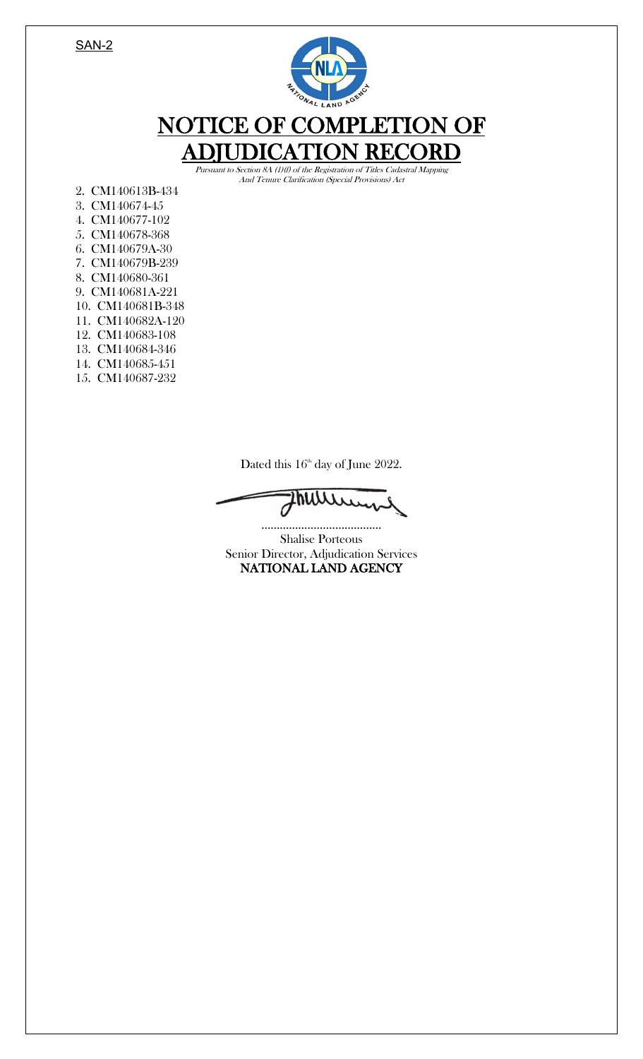SAN-2

# NOTICE OF COMPLETION OF ADJUDICATION RECORD

*Pursuant to Section 8A (1)(f) of the Registration of Titles Cadastral Mapping And Tenure Clarification (Special Provisions) Act*

2. CM140613B-434
3. CM140674-45
4. CM140677-102
5. CM140678-368
6. CM140679A-30
7. CM140679B-239
8. CM140680-361
9. CM140681A-221
10. CM140681B-348
11. CM140682A-120
12. CM140683-108
13. CM140684-346
14. CM140685-451
15. CM140687-232

Dated this 16th day of June 2022.

......................................

Shalise Porteous
Senior Director, Adjudication Services
**NATIONAL LAND AGENCY**